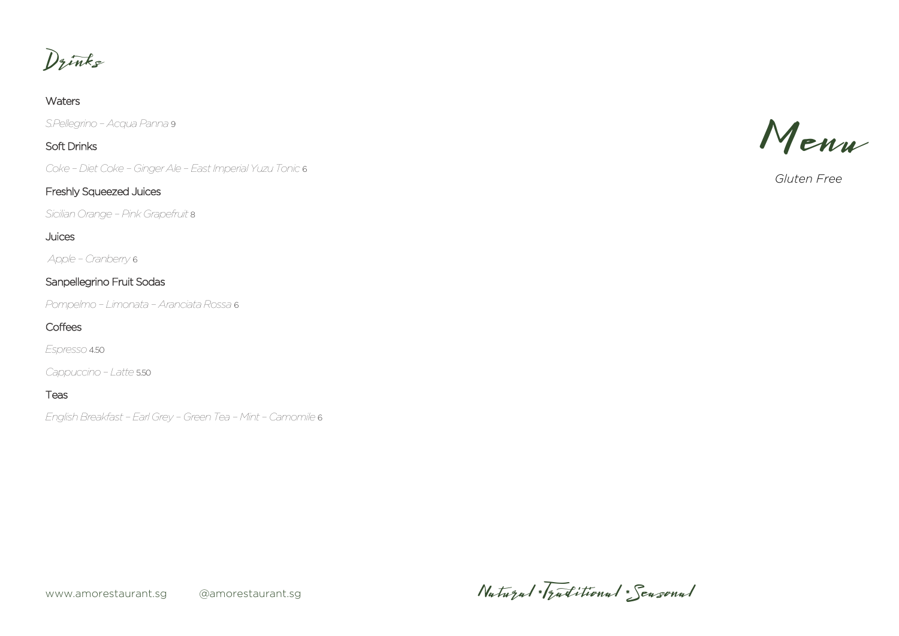# Drinks

### Waters

*S.Pellegrino – Acqua Panna* 9

### Soft Drinks

*Coke – Diet Coke – Ginger Ale – East Imperial Yuzu Tonic* 6

### Freshly Squeezed Juices

*Sicilian Orange – Pink Grapefruit* 8

### Juices

*Apple – Cranberry* 6

### Sanpellegrino Fruit Sodas

*Pompelmo – Limonata – Aranciata Rossa* 6

### Coffees

*Espresso* 4.50

*Cappuccino – Latte* 5.50

### Teas

*English Breakfast – Earl Grey – Green Tea – Mint – Camomile* 6

www.amorestaurant.sg @amorestaurant.sg

# Menu

*Gluten Free*

Natural • Traditional • Seasonal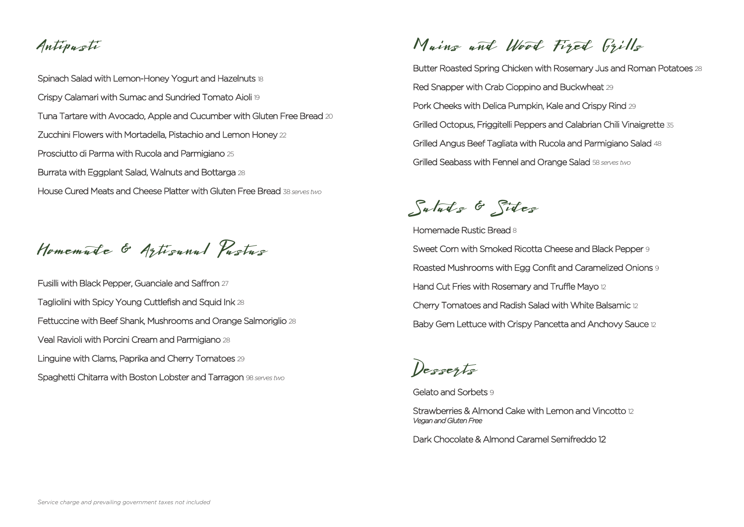## Antipasti

Spinach Salad with Lemon-Honey Yogurt and Hazelnuts 18

Crispy Calamari with Sumac and Sundried Tomato Aioli 19

Tuna Tartare with Avocado, Apple and Cucumber with Gluten Free Bread 20

Zucchini Flowers with Mortadella, Pistachio and Lemon Honey 22

Prosciutto di Parma with Rucola and Parmigiano 25

Burrata with Eggplant Salad, Walnuts and Bottarga 28

House Cured Meats and Cheese Platter with Gluten Free Bread 38 *serves two*

## Homemade & Artisanal Pastas

Fusilli with Black Pepper, Guanciale and Saffron 27

Tagliolini with Spicy Young Cuttlefish and Squid Ink 28

Fettuccine with Beef Shank, Mushrooms and Orange Salmoriglio 28

Veal Ravioli with Porcini Cream and Parmigiano 28

Linguine with Clams, Paprika and Cherry Tomatoes 29

Spaghetti Chitarra with Boston Lobster and Tarragon 98 *serves two*

## Mains and Wood Fired Grills

Butter Roasted Spring Chicken with Rosemary Jus and Roman Potatoes 28

Red Snapper with Crab Cioppino and Buckwheat 29

Pork Cheeks with Delica Pumpkin, Kale and Crispy Rind 29

Grilled Octopus, Friggitelli Peppers and Calabrian Chili Vinaigrette 35

Grilled Angus Beef Tagliata with Rucola and Parmigiano Salad 48

Grilled Seabass with Fennel and Orange Salad 58 *serves two*

## Salads & Sides

Homemade Rustic Bread 8

Sweet Corn with Smoked Ricotta Cheese and Black Pepper 9

Roasted Mushrooms with Egg Confit and Caramelized Onions 9

Hand Cut Fries with Rosemary and Truffle Mayo 12

Cherry Tomatoes and Radish Salad with White Balsamic 12

Baby Gem Lettuce with Crispy Pancetta and Anchovy Sauce 12

## Desserts

Gelato and Sorbets 9

Strawberries & Almond Cake with Lemon and Vincotto 12
*Vegan and Gluten Free*

Dark Chocolate & Almond Caramel Semifreddo 12

*Service charge and prevailing government taxes not included*